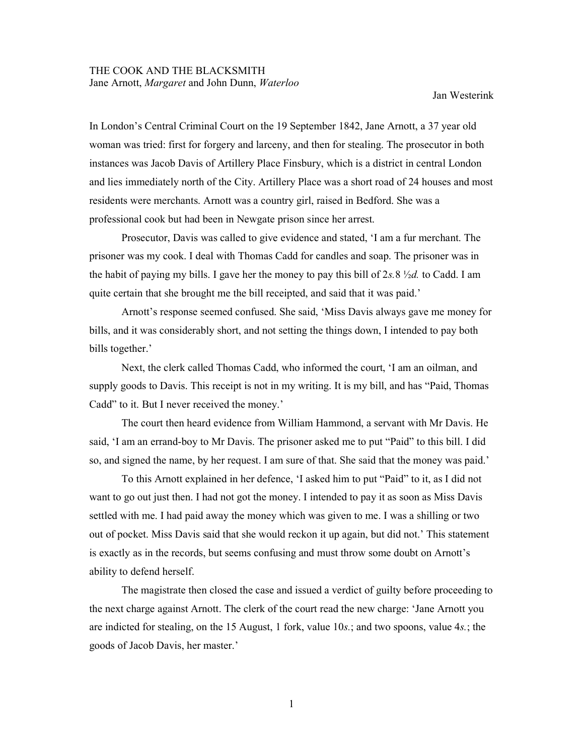# THE COOK AND THE BLACKSMITH

Jane Arnott, *Margaret* and John Dunn, *Waterloo*

Jan Westerink

In London's Central Criminal Court on the 19 September 1842, Jane Arnott, a 37 year old woman was tried: first for forgery and larceny, and then for stealing. The prosecutor in both instances was Jacob Davis of Artillery Place Finsbury, which is a district in central London and lies immediately north of the City. Artillery Place was a short road of 24 houses and most residents were merchants. Arnott was a country girl, raised in Bedford. She was a professional cook but had been in Newgate prison since her arrest.

Prosecutor, Davis was called to give evidence and stated, 'I am a fur merchant. The prisoner was my cook. I deal with Thomas Cadd for candles and soap. The prisoner was in the habit of paying my bills. I gave her the money to pay this bill of 2*s.*8 ½*d.* to Cadd. I am quite certain that she brought me the bill receipted, and said that it was paid.'

Arnott's response seemed confused. She said, 'Miss Davis always gave me money for bills, and it was considerably short, and not setting the things down, I intended to pay both bills together.'

Next, the clerk called Thomas Cadd, who informed the court, 'I am an oilman, and supply goods to Davis. This receipt is not in my writing. It is my bill, and has "Paid, Thomas Cadd" to it. But I never received the money.'

The court then heard evidence from William Hammond, a servant with Mr Davis. He said, 'I am an errand-boy to Mr Davis. The prisoner asked me to put "Paid" to this bill. I did so, and signed the name, by her request. I am sure of that. She said that the money was paid.'

To this Arnott explained in her defence, 'I asked him to put "Paid" to it, as I did not want to go out just then. I had not got the money. I intended to pay it as soon as Miss Davis settled with me. I had paid away the money which was given to me. I was a shilling or two out of pocket. Miss Davis said that she would reckon it up again, but did not.' This statement is exactly as in the records, but seems confusing and must throw some doubt on Arnott's ability to defend herself.

The magistrate then closed the case and issued a verdict of guilty before proceeding to the next charge against Arnott. The clerk of the court read the new charge: 'Jane Arnott you are indicted for stealing, on the 15 August, 1 fork, value 10*s.*; and two spoons, value 4*s.*; the goods of Jacob Davis, her master.'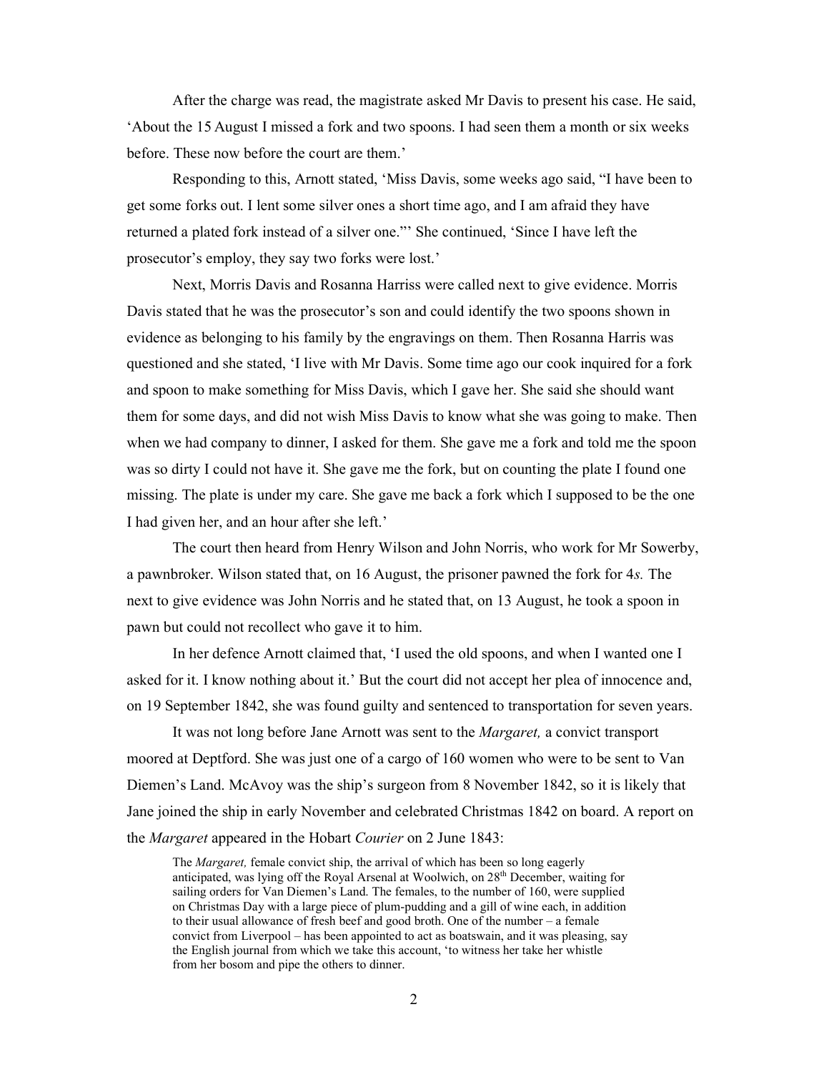After the charge was read, the magistrate asked Mr Davis to present his case. He said, 'About the 15 August I missed a fork and two spoons. I had seen them a month or six weeks before. These now before the court are them.'

Responding to this, Arnott stated, 'Miss Davis, some weeks ago said, "I have been to get some forks out. I lent some silver ones a short time ago, and I am afraid they have returned a plated fork instead of a silver one."' She continued, 'Since I have left the prosecutor's employ, they say two forks were lost.'

Next, Morris Davis and Rosanna Harriss were called next to give evidence. Morris Davis stated that he was the prosecutor's son and could identify the two spoons shown in evidence as belonging to his family by the engravings on them. Then Rosanna Harris was questioned and she stated, 'I live with Mr Davis. Some time ago our cook inquired for a fork and spoon to make something for Miss Davis, which I gave her. She said she should want them for some days, and did not wish Miss Davis to know what she was going to make. Then when we had company to dinner, I asked for them. She gave me a fork and told me the spoon was so dirty I could not have it. She gave me the fork, but on counting the plate I found one missing. The plate is under my care. She gave me back a fork which I supposed to be the one I had given her, and an hour after she left.'

The court then heard from Henry Wilson and John Norris, who work for Mr Sowerby, a pawnbroker. Wilson stated that, on 16 August, the prisoner pawned the fork for 4*s.* The next to give evidence was John Norris and he stated that, on 13 August, he took a spoon in pawn but could not recollect who gave it to him.

In her defence Arnott claimed that, 'I used the old spoons, and when I wanted one I asked for it. I know nothing about it.' But the court did not accept her plea of innocence and, on 19 September 1842, she was found guilty and sentenced to transportation for seven years.

It was not long before Jane Arnott was sent to the *Margaret,* a convict transport moored at Deptford. She was just one of a cargo of 160 women who were to be sent to Van Diemen's Land. McAvoy was the ship's surgeon from 8 November 1842, so it is likely that Jane joined the ship in early November and celebrated Christmas 1842 on board. A report on the *Margaret* appeared in the Hobart *Courier* on 2 June 1843:

> The *Margaret,* female convict ship, the arrival of which has been so long eagerly anticipated, was lying off the Royal Arsenal at Woolwich, on 28th December, waiting for sailing orders for Van Diemen's Land. The females, to the number of 160, were supplied on Christmas Day with a large piece of plum-pudding and a gill of wine each, in addition to their usual allowance of fresh beef and good broth. One of the number – a female convict from Liverpool – has been appointed to act as boatswain, and it was pleasing, say the English journal from which we take this account, 'to witness her take her whistle from her bosom and pipe the others to dinner.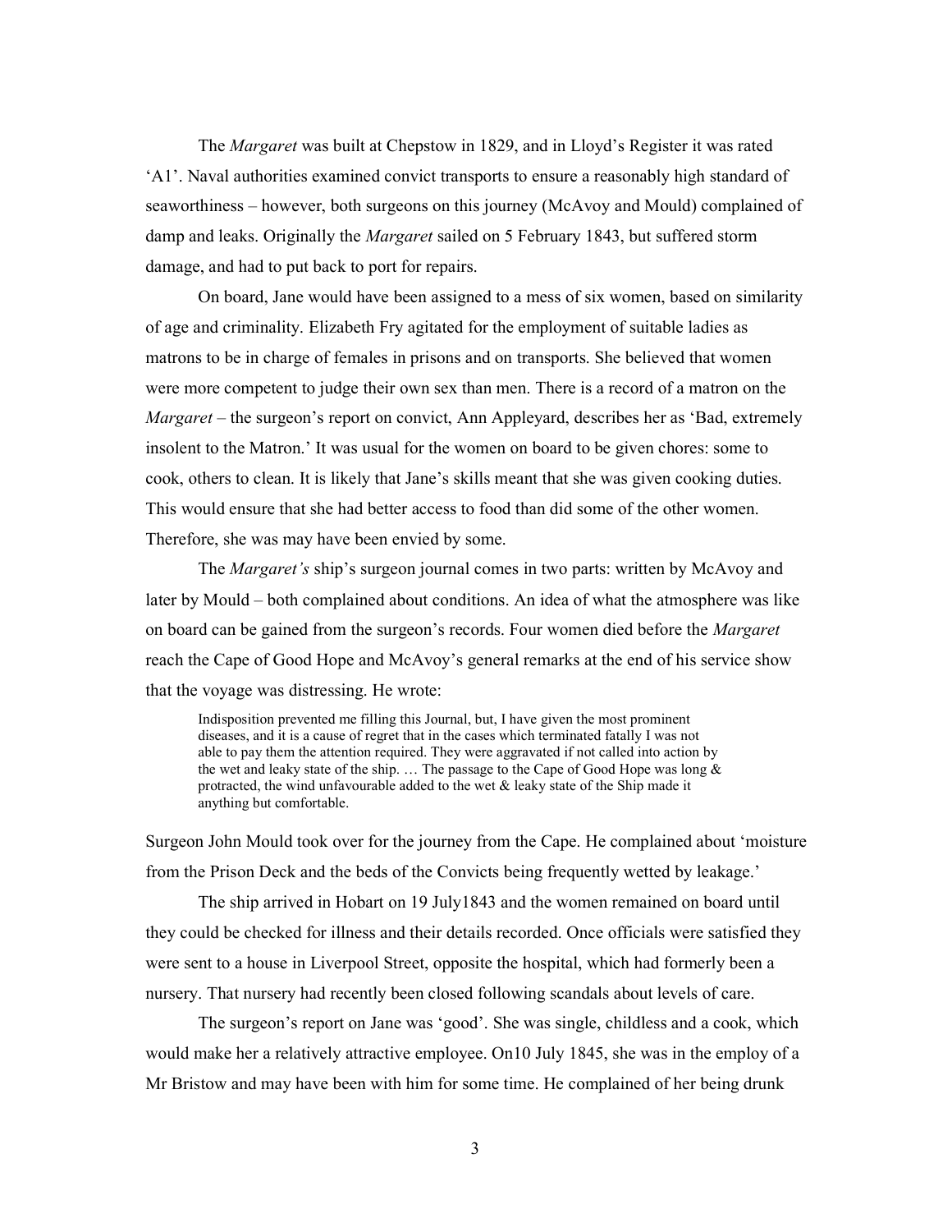The *Margaret* was built at Chepstow in 1829, and in Lloyd's Register it was rated 'A1'. Naval authorities examined convict transports to ensure a reasonably high standard of seaworthiness – however, both surgeons on this journey (McAvoy and Mould) complained of damp and leaks. Originally the *Margaret* sailed on 5 February 1843, but suffered storm damage, and had to put back to port for repairs.

On board, Jane would have been assigned to a mess of six women, based on similarity of age and criminality. Elizabeth Fry agitated for the employment of suitable ladies as matrons to be in charge of females in prisons and on transports. She believed that women were more competent to judge their own sex than men. There is a record of a matron on the *Margaret* – the surgeon's report on convict, Ann Appleyard, describes her as 'Bad, extremely insolent to the Matron.' It was usual for the women on board to be given chores: some to cook, others to clean. It is likely that Jane's skills meant that she was given cooking duties. This would ensure that she had better access to food than did some of the other women. Therefore, she was may have been envied by some.

The *Margaret's* ship's surgeon journal comes in two parts: written by McAvoy and later by Mould – both complained about conditions. An idea of what the atmosphere was like on board can be gained from the surgeon's records. Four women died before the *Margaret* reach the Cape of Good Hope and McAvoy's general remarks at the end of his service show that the voyage was distressing. He wrote:

> Indisposition prevented me filling this Journal, but, I have given the most prominent diseases, and it is a cause of regret that in the cases which terminated fatally I was not able to pay them the attention required. They were aggravated if not called into action by the wet and leaky state of the ship. … The passage to the Cape of Good Hope was long & protracted, the wind unfavourable added to the wet & leaky state of the Ship made it anything but comfortable.

Surgeon John Mould took over for the journey from the Cape. He complained about 'moisture from the Prison Deck and the beds of the Convicts being frequently wetted by leakage.'

The ship arrived in Hobart on 19 July1843 and the women remained on board until they could be checked for illness and their details recorded. Once officials were satisfied they were sent to a house in Liverpool Street, opposite the hospital, which had formerly been a nursery. That nursery had recently been closed following scandals about levels of care.

The surgeon's report on Jane was 'good'. She was single, childless and a cook, which would make her a relatively attractive employee. On10 July 1845, she was in the employ of a Mr Bristow and may have been with him for some time. He complained of her being drunk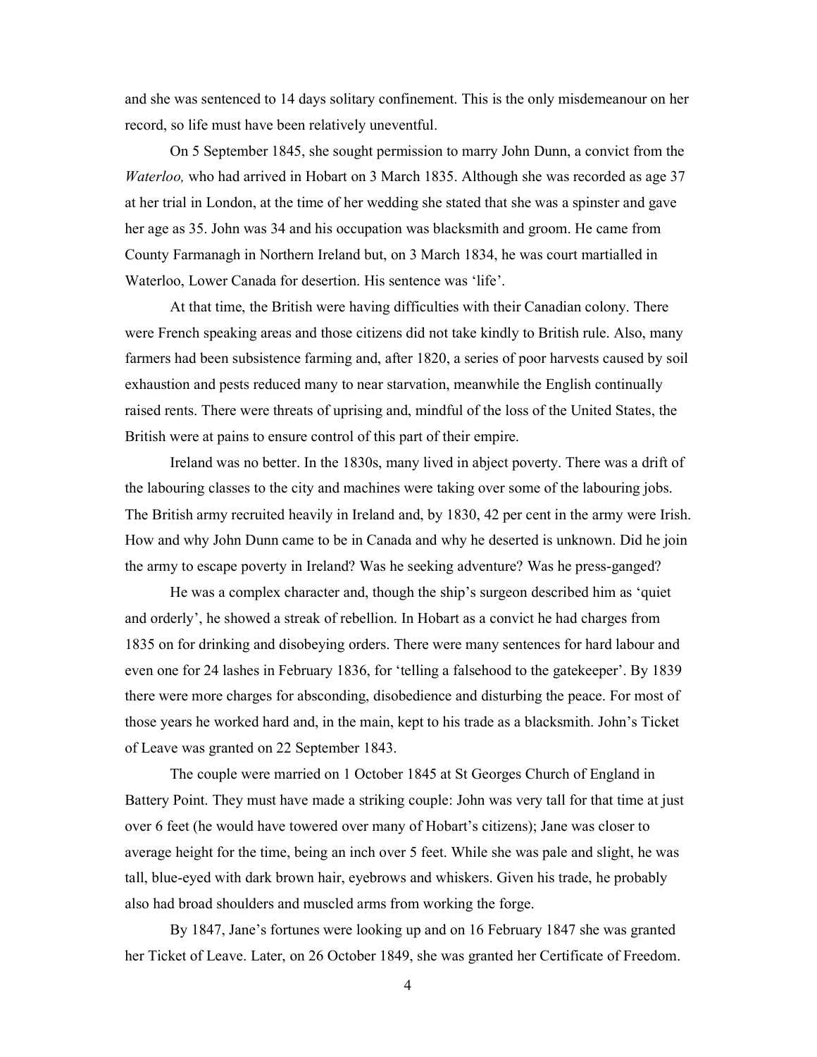and she was sentenced to 14 days solitary confinement. This is the only misdemeanour on her record, so life must have been relatively uneventful.

On 5 September 1845, she sought permission to marry John Dunn, a convict from the *Waterloo,* who had arrived in Hobart on 3 March 1835. Although she was recorded as age 37 at her trial in London, at the time of her wedding she stated that she was a spinster and gave her age as 35. John was 34 and his occupation was blacksmith and groom. He came from County Farmanagh in Northern Ireland but, on 3 March 1834, he was court martialled in Waterloo, Lower Canada for desertion. His sentence was 'life'.

At that time, the British were having difficulties with their Canadian colony. There were French speaking areas and those citizens did not take kindly to British rule. Also, many farmers had been subsistence farming and, after 1820, a series of poor harvests caused by soil exhaustion and pests reduced many to near starvation, meanwhile the English continually raised rents. There were threats of uprising and, mindful of the loss of the United States, the British were at pains to ensure control of this part of their empire.

Ireland was no better. In the 1830s, many lived in abject poverty. There was a drift of the labouring classes to the city and machines were taking over some of the labouring jobs. The British army recruited heavily in Ireland and, by 1830, 42 per cent in the army were Irish. How and why John Dunn came to be in Canada and why he deserted is unknown. Did he join the army to escape poverty in Ireland? Was he seeking adventure? Was he press-ganged?

He was a complex character and, though the ship's surgeon described him as 'quiet and orderly', he showed a streak of rebellion. In Hobart as a convict he had charges from 1835 on for drinking and disobeying orders. There were many sentences for hard labour and even one for 24 lashes in February 1836, for 'telling a falsehood to the gatekeeper'. By 1839 there were more charges for absconding, disobedience and disturbing the peace. For most of those years he worked hard and, in the main, kept to his trade as a blacksmith. John's Ticket of Leave was granted on 22 September 1843.

The couple were married on 1 October 1845 at St Georges Church of England in Battery Point. They must have made a striking couple: John was very tall for that time at just over 6 feet (he would have towered over many of Hobart's citizens); Jane was closer to average height for the time, being an inch over 5 feet. While she was pale and slight, he was tall, blue-eyed with dark brown hair, eyebrows and whiskers. Given his trade, he probably also had broad shoulders and muscled arms from working the forge.

By 1847, Jane's fortunes were looking up and on 16 February 1847 she was granted her Ticket of Leave. Later, on 26 October 1849, she was granted her Certificate of Freedom.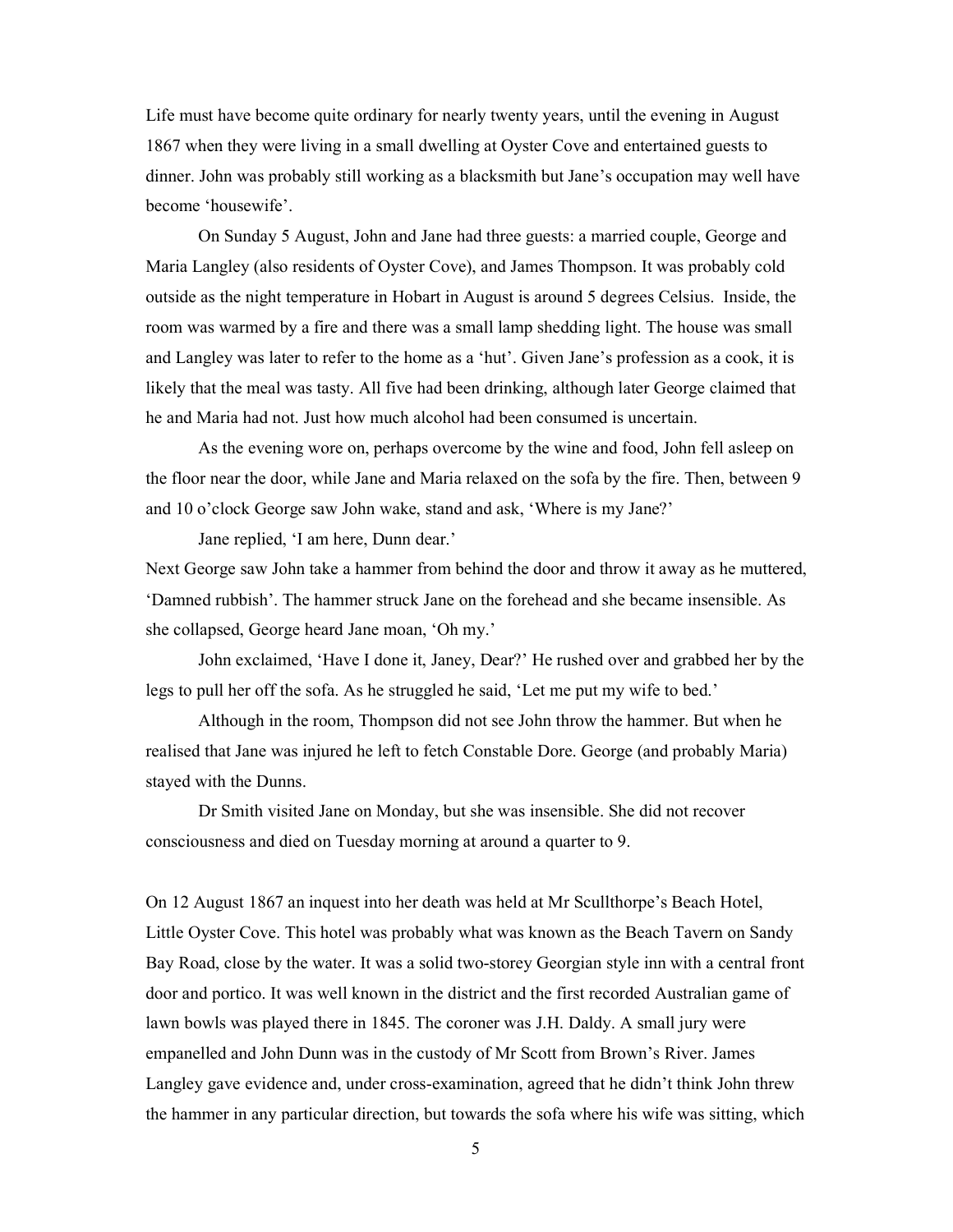Life must have become quite ordinary for nearly twenty years, until the evening in August 1867 when they were living in a small dwelling at Oyster Cove and entertained guests to dinner. John was probably still working as a blacksmith but Jane's occupation may well have become 'housewife'.

On Sunday 5 August, John and Jane had three guests: a married couple, George and Maria Langley (also residents of Oyster Cove), and James Thompson. It was probably cold outside as the night temperature in Hobart in August is around 5 degrees Celsius. Inside, the room was warmed by a fire and there was a small lamp shedding light. The house was small and Langley was later to refer to the home as a 'hut'. Given Jane's profession as a cook, it is likely that the meal was tasty. All five had been drinking, although later George claimed that he and Maria had not. Just how much alcohol had been consumed is uncertain.

As the evening wore on, perhaps overcome by the wine and food, John fell asleep on the floor near the door, while Jane and Maria relaxed on the sofa by the fire. Then, between 9 and 10 o'clock George saw John wake, stand and ask, 'Where is my Jane?'

Jane replied, 'I am here, Dunn dear.'

Next George saw John take a hammer from behind the door and throw it away as he muttered, 'Damned rubbish'. The hammer struck Jane on the forehead and she became insensible. As she collapsed, George heard Jane moan, 'Oh my.'

John exclaimed, 'Have I done it, Janey, Dear?' He rushed over and grabbed her by the legs to pull her off the sofa. As he struggled he said, 'Let me put my wife to bed.'

Although in the room, Thompson did not see John throw the hammer. But when he realised that Jane was injured he left to fetch Constable Dore. George (and probably Maria) stayed with the Dunns.

Dr Smith visited Jane on Monday, but she was insensible. She did not recover consciousness and died on Tuesday morning at around a quarter to 9.

On 12 August 1867 an inquest into her death was held at Mr Scullthorpe's Beach Hotel, Little Oyster Cove. This hotel was probably what was known as the Beach Tavern on Sandy Bay Road, close by the water. It was a solid two-storey Georgian style inn with a central front door and portico. It was well known in the district and the first recorded Australian game of lawn bowls was played there in 1845. The coroner was J.H. Daldy. A small jury were empanelled and John Dunn was in the custody of Mr Scott from Brown's River. James Langley gave evidence and, under cross-examination, agreed that he didn't think John threw the hammer in any particular direction, but towards the sofa where his wife was sitting, which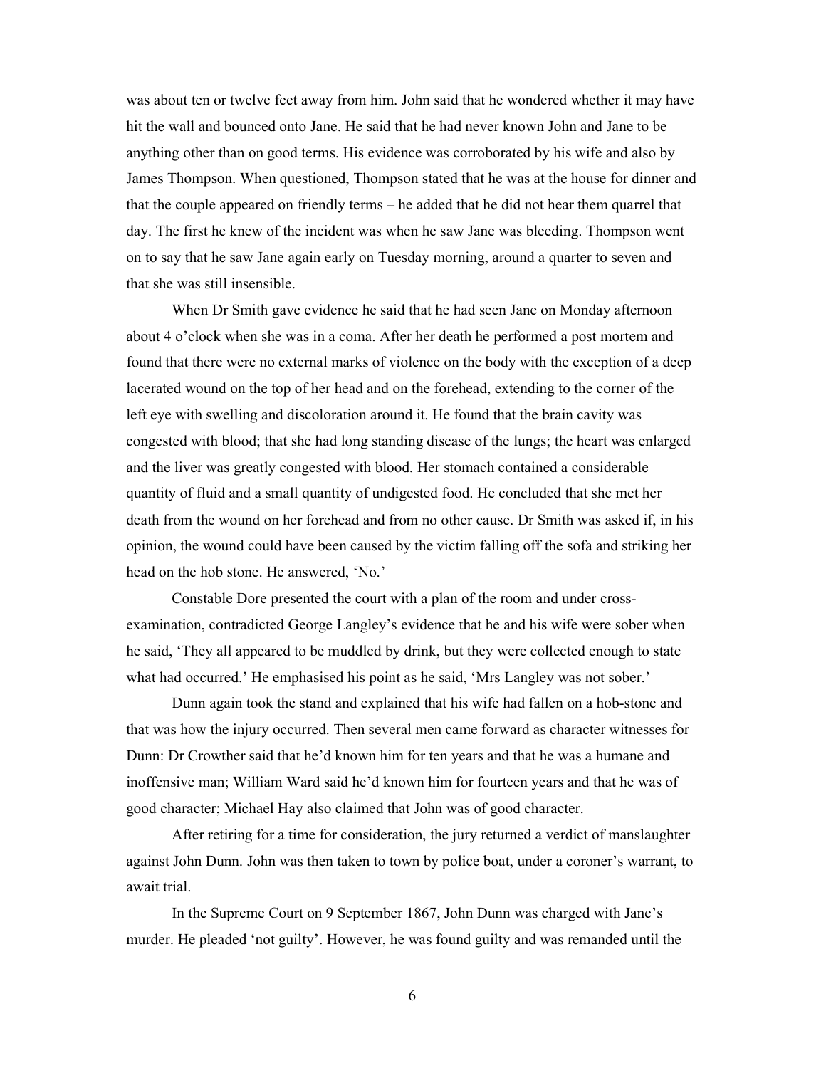was about ten or twelve feet away from him. John said that he wondered whether it may have hit the wall and bounced onto Jane. He said that he had never known John and Jane to be anything other than on good terms. His evidence was corroborated by his wife and also by James Thompson. When questioned, Thompson stated that he was at the house for dinner and that the couple appeared on friendly terms – he added that he did not hear them quarrel that day. The first he knew of the incident was when he saw Jane was bleeding. Thompson went on to say that he saw Jane again early on Tuesday morning, around a quarter to seven and that she was still insensible.

When Dr Smith gave evidence he said that he had seen Jane on Monday afternoon about 4 o'clock when she was in a coma. After her death he performed a post mortem and found that there were no external marks of violence on the body with the exception of a deep lacerated wound on the top of her head and on the forehead, extending to the corner of the left eye with swelling and discoloration around it. He found that the brain cavity was congested with blood; that she had long standing disease of the lungs; the heart was enlarged and the liver was greatly congested with blood. Her stomach contained a considerable quantity of fluid and a small quantity of undigested food. He concluded that she met her death from the wound on her forehead and from no other cause. Dr Smith was asked if, in his opinion, the wound could have been caused by the victim falling off the sofa and striking her head on the hob stone. He answered, 'No.'

Constable Dore presented the court with a plan of the room and under cross-examination, contradicted George Langley's evidence that he and his wife were sober when he said, 'They all appeared to be muddled by drink, but they were collected enough to state what had occurred.' He emphasised his point as he said, 'Mrs Langley was not sober.'

Dunn again took the stand and explained that his wife had fallen on a hob-stone and that was how the injury occurred. Then several men came forward as character witnesses for Dunn: Dr Crowther said that he'd known him for ten years and that he was a humane and inoffensive man; William Ward said he'd known him for fourteen years and that he was of good character; Michael Hay also claimed that John was of good character.

After retiring for a time for consideration, the jury returned a verdict of manslaughter against John Dunn. John was then taken to town by police boat, under a coroner's warrant, to await trial.

In the Supreme Court on 9 September 1867, John Dunn was charged with Jane's murder. He pleaded 'not guilty'. However, he was found guilty and was remanded until the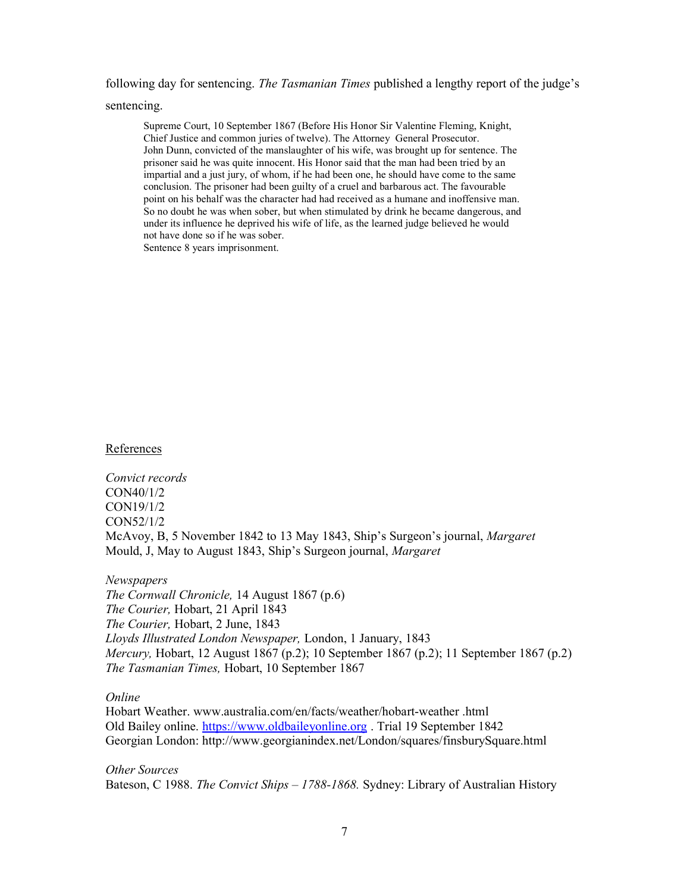following day for sentencing. *The Tasmanian Times* published a lengthy report of the judge's sentencing.

> Supreme Court, 10 September 1867 (Before His Honor Sir Valentine Fleming, Knight, Chief Justice and common juries of twelve). The Attorney General Prosecutor.
> John Dunn, convicted of the manslaughter of his wife, was brought up for sentence. The prisoner said he was quite innocent. His Honor said that the man had been tried by an impartial and a just jury, of whom, if he had been one, he should have come to the same conclusion. The prisoner had been guilty of a cruel and barbarous act. The favourable point on his behalf was the character had had received as a humane and inoffensive man. So no doubt he was when sober, but when stimulated by drink he became dangerous, and under its influence he deprived his wife of life, as the learned judge believed he would not have done so if he was sober.
> Sentence 8 years imprisonment.

## References

*Convict records*
CON40/1/2
CON19/1/2
CON52/1/2
McAvoy, B, 5 November 1842 to 13 May 1843, Ship's Surgeon's journal, *Margaret*
Mould, J, May to August 1843, Ship's Surgeon journal, *Margaret*

*Newspapers*
*The Cornwall Chronicle,* 14 August 1867 (p.6)
*The Courier,* Hobart, 21 April 1843
*The Courier,* Hobart, 2 June, 1843
*Lloyds Illustrated London Newspaper,* London, 1 January, 1843
*Mercury,* Hobart, 12 August 1867 (p.2); 10 September 1867 (p.2); 11 September 1867 (p.2)
*The Tasmanian Times,* Hobart, 10 September 1867

*Online*
Hobart Weather. www.australia.com/en/facts/weather/hobart-weather .html
Old Bailey online. https://www.oldbaileyonline.org . Trial 19 September 1842
Georgian London: http://www.georgianindex.net/London/squares/finsburySquare.html

*Other Sources*
Bateson, C 1988. *The Convict Ships – 1788-1868.* Sydney: Library of Australian History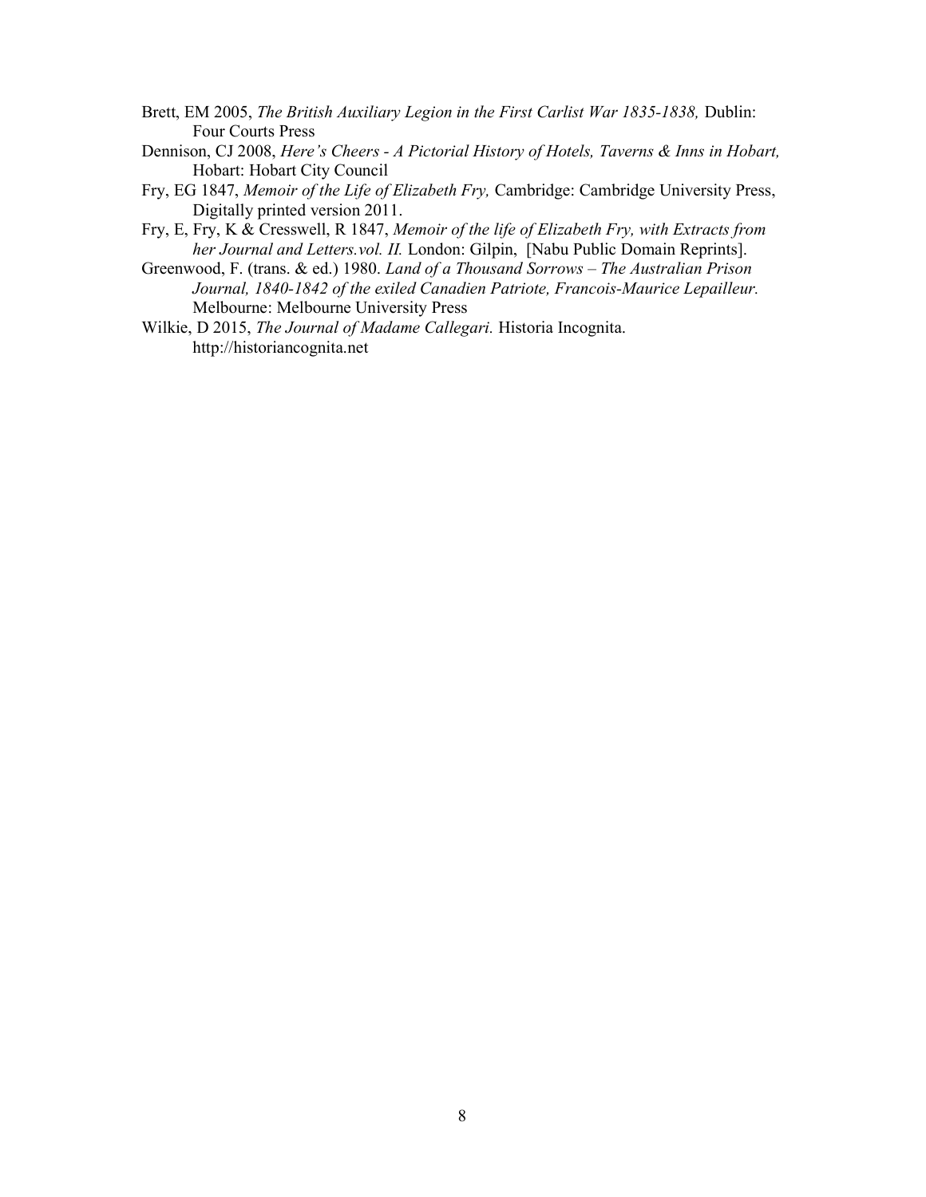Brett, EM 2005, *The British Auxiliary Legion in the First Carlist War 1835-1838,* Dublin: Four Courts Press

Dennison, CJ 2008, *Here's Cheers - A Pictorial History of Hotels, Taverns & Inns in Hobart,* Hobart: Hobart City Council

Fry, EG 1847, *Memoir of the Life of Elizabeth Fry,* Cambridge: Cambridge University Press, Digitally printed version 2011.

Fry, E, Fry, K & Cresswell, R 1847, *Memoir of the life of Elizabeth Fry, with Extracts from her Journal and Letters.vol. II.* London: Gilpin, [Nabu Public Domain Reprints].

Greenwood, F. (trans. & ed.) 1980. *Land of a Thousand Sorrows – The Australian Prison Journal, 1840-1842 of the exiled Canadien Patriote, Francois-Maurice Lepailleur.* Melbourne: Melbourne University Press

Wilkie, D 2015, *The Journal of Madame Callegari.* Historia Incognita. http://historiancognita.net